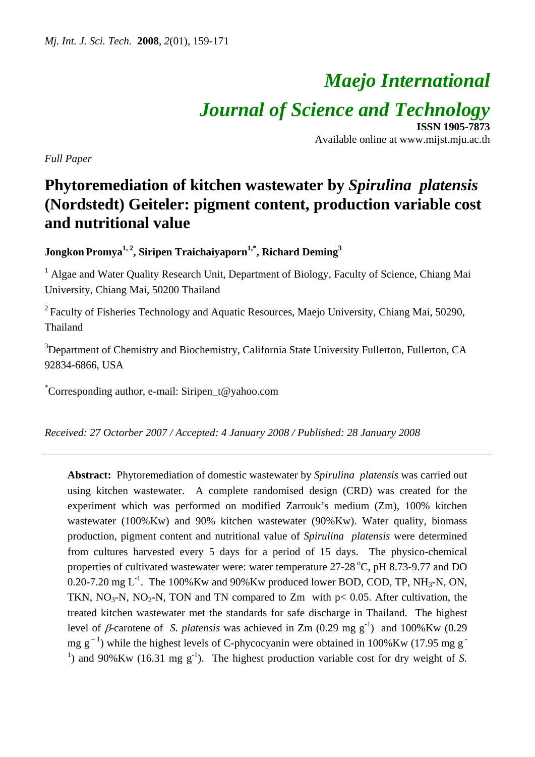# Maejo International Journal of Science and Technology

**ISSN 1905-7873**
Available online at www.mijst.mju.ac.th

*Full Paper*

# Phytoremediation of kitchen wastewater by *Spirulina platensis* (Nordstedt) Geiteler: pigment content, production variable cost and nutritional value

**Jongkon Promya[1, 2], Siripen Traichaiyaporn[1,*], Richard Deming[3]**

[1] Algae and Water Quality Research Unit, Department of Biology, Faculty of Science, Chiang Mai University, Chiang Mai, 50200 Thailand

[2] Faculty of Fisheries Technology and Aquatic Resources, Maejo University, Chiang Mai, 50290, Thailand

[3] Department of Chemistry and Biochemistry, California State University Fullerton, Fullerton, CA 92834-6866, USA

[*] Corresponding author, e-mail: Siripen_t@yahoo.com

*Received: 27 Octorber 2007 / Accepted: 4 January 2008 / Published: 28 January 2008*

---

**Abstract:** Phytoremediation of domestic wastewater by *Spirulina platensis* was carried out using kitchen wastewater. A complete randomised design (CRD) was created for the experiment which was performed on modified Zarrouk's medium (Zm), 100% kitchen wastewater (100%Kw) and 90% kitchen wastewater (90%Kw). Water quality, biomass production, pigment content and nutritional value of *Spirulina platensis* were determined from cultures harvested every 5 days for a period of 15 days. The physico-chemical properties of cultivated wastewater were: water temperature 27-28 $^{o}$C, pH 8.73-9.77 and DO 0.20-7.20 mg $L^{-1}$. The 100%Kw and 90%Kw produced lower BOD, COD, TP, $NH_3$-N, ON, TKN, $NO_3$-N, $NO_2$-N, TON and TN compared to Zm with $p< 0.05$. After cultivation, the treated kitchen wastewater met the standards for safe discharge in Thailand. The highest level of $\beta$-carotene of *S. platensis* was achieved in Zm (0.29 mg $g^{-1}$) and 100%Kw (0.29 mg $g^{-1}$) while the highest levels of C-phycocyanin were obtained in 100%Kw (17.95 mg $g^{-1}$) and 90%Kw (16.31 mg $g^{-1}$). The highest production variable cost for dry weight of *S.*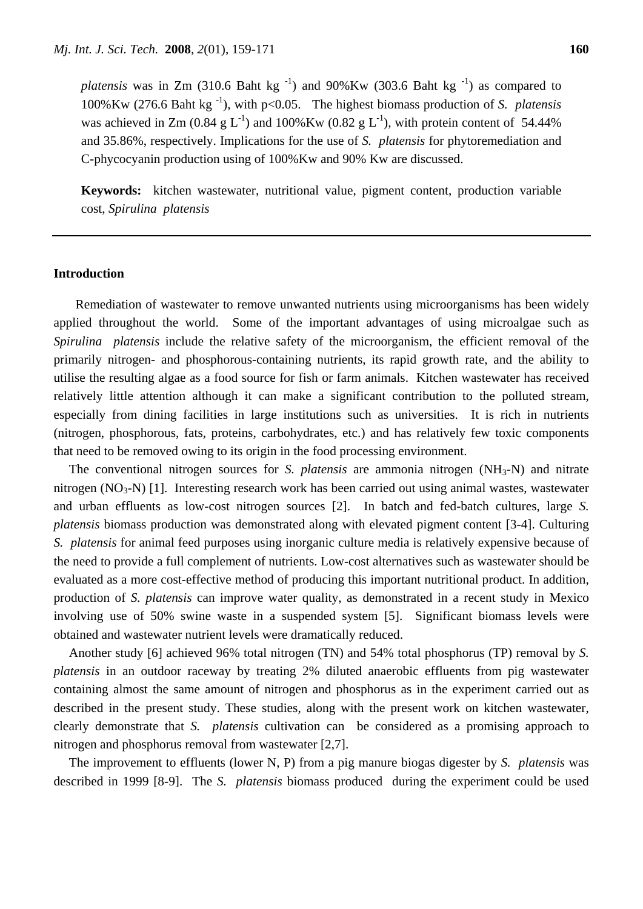*platensis* was in Zm (310.6 Baht kg $^{-1}$) and 90%Kw (303.6 Baht kg $^{-1}$) as compared to 100%Kw (276.6 Baht kg $^{-1}$), with $p<0.05$. The highest biomass production of *S. platensis* was achieved in Zm (0.84 g $L^{-1}$) and 100%Kw (0.82 g $L^{-1}$), with protein content of 54.44% and 35.86%, respectively. Implications for the use of *S. platensis* for phytoremediation and C-phycocyanin production using of 100%Kw and 90% Kw are discussed.

**Keywords:** kitchen wastewater, nutritional value, pigment content, production variable cost, *Spirulina platensis*

## Introduction

Remediation of wastewater to remove unwanted nutrients using microorganisms has been widely applied throughout the world. Some of the important advantages of using microalgae such as *Spirulina platensis* include the relative safety of the microorganism, the efficient removal of the primarily nitrogen- and phosphorous-containing nutrients, its rapid growth rate, and the ability to utilise the resulting algae as a food source for fish or farm animals. Kitchen wastewater has received relatively little attention although it can make a significant contribution to the polluted stream, especially from dining facilities in large institutions such as universities. It is rich in nutrients (nitrogen, phosphorous, fats, proteins, carbohydrates, etc.) and has relatively few toxic components that need to be removed owing to its origin in the food processing environment.

The conventional nitrogen sources for *S. platensis* are ammonia nitrogen ($NH_3$-N) and nitrate nitrogen ($NO_3$-N) [1]. Interesting research work has been carried out using animal wastes, wastewater and urban effluents as low-cost nitrogen sources [2]. In batch and fed-batch cultures, large *S. platensis* biomass production was demonstrated along with elevated pigment content [3-4]. Culturing *S. platensis* for animal feed purposes using inorganic culture media is relatively expensive because of the need to provide a full complement of nutrients. Low-cost alternatives such as wastewater should be evaluated as a more cost-effective method of producing this important nutritional product. In addition, production of *S. platensis* can improve water quality, as demonstrated in a recent study in Mexico involving use of 50% swine waste in a suspended system [5]. Significant biomass levels were obtained and wastewater nutrient levels were dramatically reduced.

Another study [6] achieved 96% total nitrogen (TN) and 54% total phosphorus (TP) removal by *S. platensis* in an outdoor raceway by treating 2% diluted anaerobic effluents from pig wastewater containing almost the same amount of nitrogen and phosphorus as in the experiment carried out as described in the present study. These studies, along with the present work on kitchen wastewater, clearly demonstrate that *S. platensis* cultivation can be considered as a promising approach to nitrogen and phosphorus removal from wastewater [2,7].

The improvement to effluents (lower N, P) from a pig manure biogas digester by *S. platensis* was described in 1999 [8-9]. The *S. platensis* biomass produced during the experiment could be used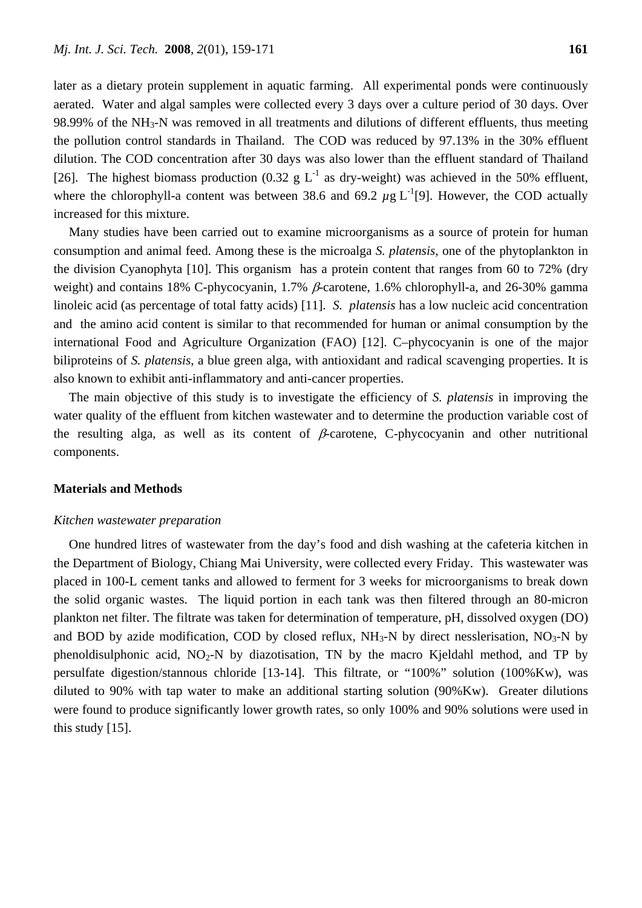later as a dietary protein supplement in aquatic farming. All experimental ponds were continuously aerated. Water and algal samples were collected every 3 days over a culture period of 30 days. Over 98.99% of the $NH_3$-N was removed in all treatments and dilutions of different effluents, thus meeting the pollution control standards in Thailand. The COD was reduced by 97.13% in the 30% effluent dilution. The COD concentration after 30 days was also lower than the effluent standard of Thailand [26]. The highest biomass production (0.32 g $L^{-1}$ as dry-weight) was achieved in the 50% effluent, where the chlorophyll-a content was between 38.6 and 69.2 $\mu g\ L^{-1}$[9]. However, the COD actually increased for this mixture.

Many studies have been carried out to examine microorganisms as a source of protein for human consumption and animal feed. Among these is the microalga *S. platensis*, one of the phytoplankton in the division Cyanophyta [10]. This organism has a protein content that ranges from 60 to 72% (dry weight) and contains 18% C-phycocyanin, 1.7% $\beta$-carotene, 1.6% chlorophyll-a, and 26-30% gamma linoleic acid (as percentage of total fatty acids) [11]. *S. platensis* has a low nucleic acid concentration and the amino acid content is similar to that recommended for human or animal consumption by the international Food and Agriculture Organization (FAO) [12]. C–phycocyanin is one of the major biliproteins of *S. platensis*, a blue green alga, with antioxidant and radical scavenging properties. It is also known to exhibit anti-inflammatory and anti-cancer properties.

The main objective of this study is to investigate the efficiency of *S. platensis* in improving the water quality of the effluent from kitchen wastewater and to determine the production variable cost of the resulting alga, as well as its content of $\beta$-carotene, C-phycocyanin and other nutritional components.

## Materials and Methods

### *Kitchen wastewater preparation*

One hundred litres of wastewater from the day's food and dish washing at the cafeteria kitchen in the Department of Biology, Chiang Mai University, were collected every Friday. This wastewater was placed in 100-L cement tanks and allowed to ferment for 3 weeks for microorganisms to break down the solid organic wastes. The liquid portion in each tank was then filtered through an 80-micron plankton net filter. The filtrate was taken for determination of temperature, pH, dissolved oxygen (DO) and BOD by azide modification, COD by closed reflux, $NH_3$-N by direct nesslerisation, $NO_3$-N by phenoldisulphonic acid, $NO_2$-N by diazotisation, TN by the macro Kjeldahl method, and TP by persulfate digestion/stannous chloride [13-14]. This filtrate, or "100%" solution (100%Kw), was diluted to 90% with tap water to make an additional starting solution (90%Kw). Greater dilutions were found to produce significantly lower growth rates, so only 100% and 90% solutions were used in this study [15].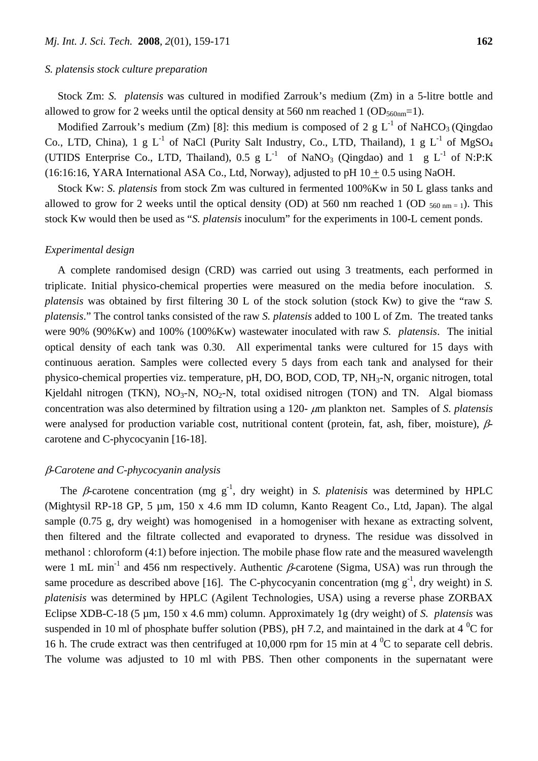*S. platensis stock culture preparation*

Stock Zm: *S. platensis* was cultured in modified Zarrouk's medium (Zm) in a 5-litre bottle and allowed to grow for 2 weeks until the optical density at 560 nm reached 1 ($OD_{560nm}$=1).

Modified Zarrouk's medium (Zm) [8]: this medium is composed of 2 g $L^{-1}$ of $NaHCO_3$ (Qingdao Co., LTD, China), 1 g $L^{-1}$ of NaCl (Purity Salt Industry, Co., LTD, Thailand), 1 g $L^{-1}$ of $MgSO_4$ (UTIDS Enterprise Co., LTD, Thailand), 0.5 g $L^{-1}$ of $NaNO_3$ (Qingdao) and 1 g $L^{-1}$ of N:P:K (16:16:16, YARA International ASA Co., Ltd, Norway), adjusted to pH 10 $\pm$ 0.5 using NaOH.

Stock Kw: *S. platensis* from stock Zm was cultured in fermented 100%Kw in 50 L glass tanks and allowed to grow for 2 weeks until the optical density (OD) at 560 nm reached 1 ($OD_{560\ nm\ =\ 1}$). This stock Kw would then be used as "*S. platensis* inoculum" for the experiments in 100-L cement ponds.

*Experimental design*

A complete randomised design (CRD) was carried out using 3 treatments, each performed in triplicate. Initial physico-chemical properties were measured on the media before inoculation. *S. platensis* was obtained by first filtering 30 L of the stock solution (stock Kw) to give the "raw *S. platensis*." The control tanks consisted of the raw *S. platensis* added to 100 L of Zm. The treated tanks were 90% (90%Kw) and 100% (100%Kw) wastewater inoculated with raw *S. platensis*. The initial optical density of each tank was 0.30. All experimental tanks were cultured for 15 days with continuous aeration. Samples were collected every 5 days from each tank and analysed for their physico-chemical properties viz. temperature, pH, DO, BOD, COD, TP, $NH_3$-N, organic nitrogen, total Kjeldahl nitrogen (TKN), $NO_3$-N, $NO_2$-N, total oxidised nitrogen (TON) and TN. Algal biomass concentration was also determined by filtration using a 120- $\mu$m plankton net. Samples of *S. platensis* were analysed for production variable cost, nutritional content (protein, fat, ash, fiber, moisture), $\beta$-carotene and C-phycocyanin [16-18].

*$\beta$-Carotene and C-phycocyanin analysis*

The $\beta$-carotene concentration (mg $g^{-1}$, dry weight) in *S. platenisis* was determined by HPLC (Mightysil RP-18 GP, 5 µm, 150 x 4.6 mm ID column, Kanto Reagent Co., Ltd, Japan). The algal sample (0.75 g, dry weight) was homogenised in a homogeniser with hexane as extracting solvent, then filtered and the filtrate collected and evaporated to dryness. The residue was dissolved in methanol : chloroform (4:1) before injection. The mobile phase flow rate and the measured wavelength were 1 mL $min^{-1}$ and 456 nm respectively. Authentic $\beta$-carotene (Sigma, USA) was run through the same procedure as described above [16]. The C-phycocyanin concentration (mg $g^{-1}$, dry weight) in *S. platenisis* was determined by HPLC (Agilent Technologies, USA) using a reverse phase ZORBAX Eclipse XDB-C-18 (5 µm, 150 x 4.6 mm) column. Approximately 1g (dry weight) of *S. platensis* was suspended in 10 ml of phosphate buffer solution (PBS), pH 7.2, and maintained in the dark at 4 $^0$C for 16 h. The crude extract was then centrifuged at 10,000 rpm for 15 min at 4 $^0$C to separate cell debris. The volume was adjusted to 10 ml with PBS. Then other components in the supernatant were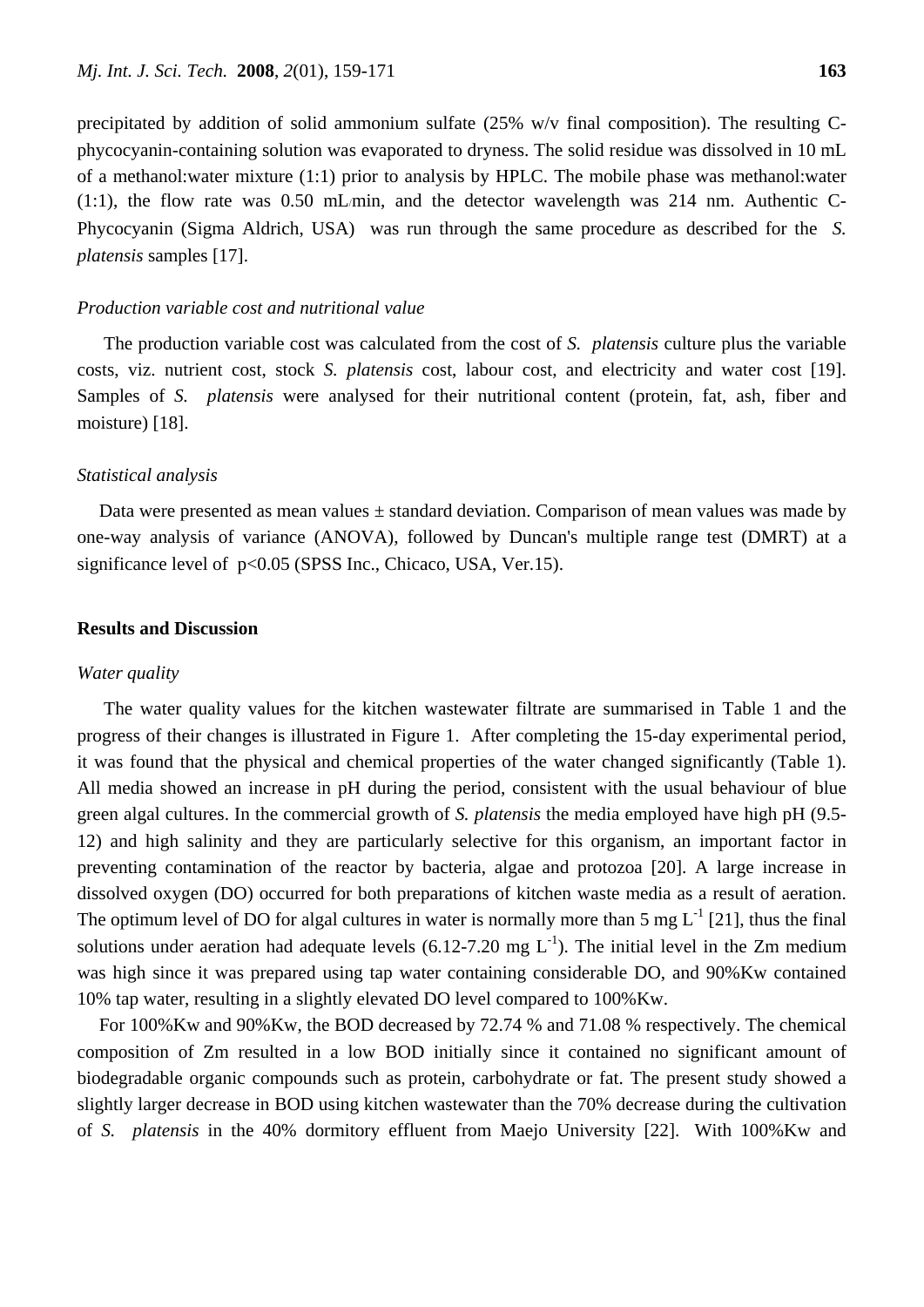precipitated by addition of solid ammonium sulfate (25% w/v final composition). The resulting C-phycocyanin-containing solution was evaporated to dryness. The solid residue was dissolved in 10 mL of a methanol:water mixture (1:1) prior to analysis by HPLC. The mobile phase was methanol:water (1:1), the flow rate was 0.50 mL/min, and the detector wavelength was 214 nm. Authentic C-Phycocyanin (Sigma Aldrich, USA) was run through the same procedure as described for the *S. platensis* samples [17].

### *Production variable cost and nutritional value*

The production variable cost was calculated from the cost of *S. platensis* culture plus the variable costs, viz. nutrient cost, stock *S. platensis* cost, labour cost, and electricity and water cost [19]. Samples of *S. platensis* were analysed for their nutritional content (protein, fat, ash, fiber and moisture) [18].

### *Statistical analysis*

Data were presented as mean values ± standard deviation. Comparison of mean values was made by one-way analysis of variance (ANOVA), followed by Duncan's multiple range test (DMRT) at a significance level of $p<0.05$ (SPSS Inc., Chicaco, USA, Ver.15).

## Results and Discussion

### *Water quality*

The water quality values for the kitchen wastewater filtrate are summarised in Table 1 and the progress of their changes is illustrated in Figure 1. After completing the 15-day experimental period, it was found that the physical and chemical properties of the water changed significantly (Table 1). All media showed an increase in pH during the period, consistent with the usual behaviour of blue green algal cultures. In the commercial growth of *S. platensis* the media employed have high pH (9.5-12) and high salinity and they are particularly selective for this organism, an important factor in preventing contamination of the reactor by bacteria, algae and protozoa [20]. A large increase in dissolved oxygen (DO) occurred for both preparations of kitchen waste media as a result of aeration. The optimum level of DO for algal cultures in water is normally more than 5 mg $L^{-1}$ [21], thus the final solutions under aeration had adequate levels (6.12-7.20 mg $L^{-1}$). The initial level in the Zm medium was high since it was prepared using tap water containing considerable DO, and 90%Kw contained 10% tap water, resulting in a slightly elevated DO level compared to 100%Kw.

For 100%Kw and 90%Kw, the BOD decreased by 72.74 % and 71.08 % respectively. The chemical composition of Zm resulted in a low BOD initially since it contained no significant amount of biodegradable organic compounds such as protein, carbohydrate or fat. The present study showed a slightly larger decrease in BOD using kitchen wastewater than the 70% decrease during the cultivation of *S. platensis* in the 40% dormitory effluent from Maejo University [22]. With 100%Kw and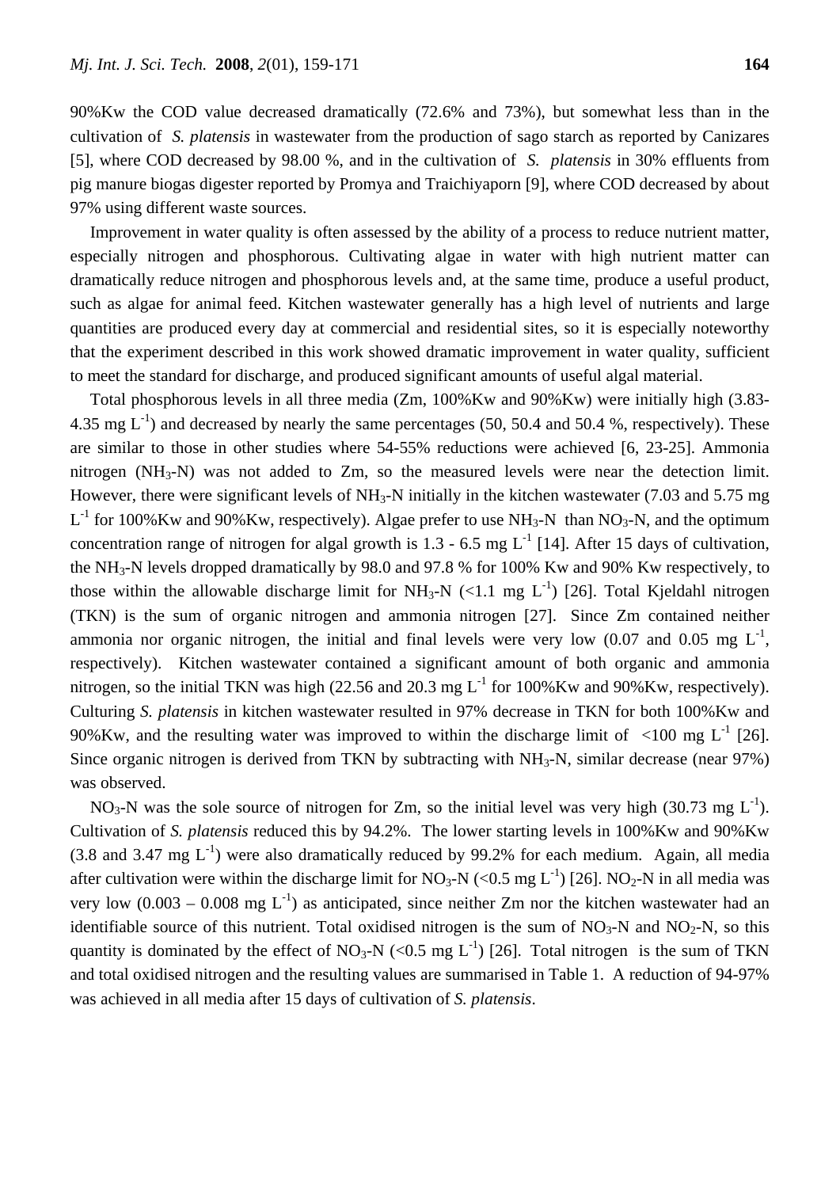90%Kw the COD value decreased dramatically (72.6% and 73%), but somewhat less than in the cultivation of *S. platensis* in wastewater from the production of sago starch as reported by Canizares [5], where COD decreased by 98.00 %, and in the cultivation of *S. platensis* in 30% effluents from pig manure biogas digester reported by Promya and Traichiyaporn [9], where COD decreased by about 97% using different waste sources.

Improvement in water quality is often assessed by the ability of a process to reduce nutrient matter, especially nitrogen and phosphorous. Cultivating algae in water with high nutrient matter can dramatically reduce nitrogen and phosphorous levels and, at the same time, produce a useful product, such as algae for animal feed. Kitchen wastewater generally has a high level of nutrients and large quantities are produced every day at commercial and residential sites, so it is especially noteworthy that the experiment described in this work showed dramatic improvement in water quality, sufficient to meet the standard for discharge, and produced significant amounts of useful algal material.

Total phosphorous levels in all three media (Zm, 100%Kw and 90%Kw) were initially high (3.83-4.35 mg $L^{-1}$) and decreased by nearly the same percentages (50, 50.4 and 50.4 %, respectively). These are similar to those in other studies where 54-55% reductions were achieved [6, 23-25]. Ammonia nitrogen ($NH_3$-N) was not added to Zm, so the measured levels were near the detection limit. However, there were significant levels of $NH_3$-N initially in the kitchen wastewater (7.03 and 5.75 mg $L^{-1}$ for 100%Kw and 90%Kw, respectively). Algae prefer to use $NH_3$-N than $NO_3$-N, and the optimum concentration range of nitrogen for algal growth is 1.3 - 6.5 mg $L^{-1}$ [14]. After 15 days of cultivation, the $NH_3$-N levels dropped dramatically by 98.0 and 97.8 % for 100% Kw and 90% Kw respectively, to those within the allowable discharge limit for $NH_3$-N (<1.1 mg $L^{-1}$) [26]. Total Kjeldahl nitrogen (TKN) is the sum of organic nitrogen and ammonia nitrogen [27]. Since Zm contained neither ammonia nor organic nitrogen, the initial and final levels were very low (0.07 and 0.05 mg $L^{-1}$, respectively). Kitchen wastewater contained a significant amount of both organic and ammonia nitrogen, so the initial TKN was high (22.56 and 20.3 mg $L^{-1}$ for 100%Kw and 90%Kw, respectively). Culturing *S. platensis* in kitchen wastewater resulted in 97% decrease in TKN for both 100%Kw and 90%Kw, and the resulting water was improved to within the discharge limit of <100 mg $L^{-1}$ [26]. Since organic nitrogen is derived from TKN by subtracting with $NH_3$-N, similar decrease (near 97%) was observed.

$NO_3$-N was the sole source of nitrogen for Zm, so the initial level was very high (30.73 mg $L^{-1}$). Cultivation of *S. platensis* reduced this by 94.2%. The lower starting levels in 100%Kw and 90%Kw (3.8 and 3.47 mg $L^{-1}$) were also dramatically reduced by 99.2% for each medium. Again, all media after cultivation were within the discharge limit for $NO_3$-N (<0.5 mg $L^{-1}$) [26]. $NO_2$-N in all media was very low (0.003 – 0.008 mg $L^{-1}$) as anticipated, since neither Zm nor the kitchen wastewater had an identifiable source of this nutrient. Total oxidised nitrogen is the sum of $NO_3$-N and $NO_2$-N, so this quantity is dominated by the effect of $NO_3$-N (<0.5 mg $L^{-1}$) [26]. Total nitrogen is the sum of TKN and total oxidised nitrogen and the resulting values are summarised in Table 1. A reduction of 94-97% was achieved in all media after 15 days of cultivation of *S. platensis*.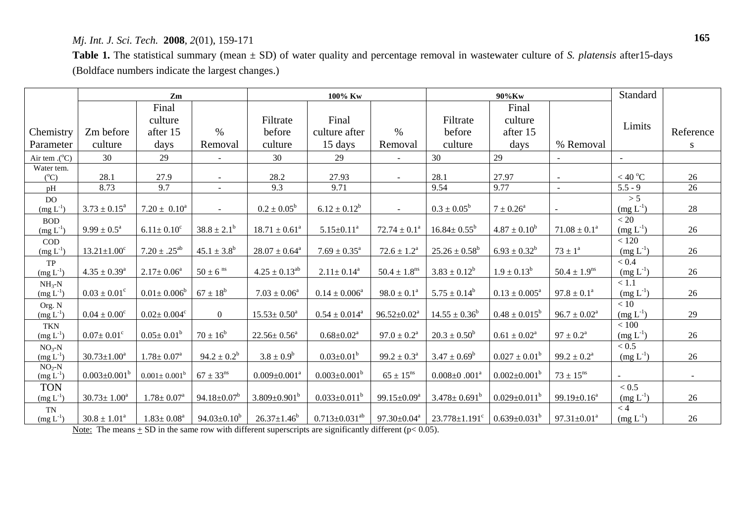**Table 1.** The statistical summary (mean ± SD) of water quality and percentage removal in wastewater culture of *S. platensis* after15-days (Boldface numbers indicate the largest changes.)

| Chemistry Parameter | Zm | | | 100% Kw | | | 90%Kw | | | Standard Limits | References |
|---|---|---|---|---|---|---|---|---|---|---|---|
| | Zm before culture | Final culture after 15 days | % Removal | Filtrate before culture | Final culture after 15 days | % Removal | Filtrate before culture | Final culture after 15 days | % Removal | | |
| Air tem .(°C) | 30 | 29 | - | 30 | 29 | - | 30 | 29 | - | - | |
| Water tem. (°C) | 28.1 | 27.9 | - | 28.2 | 27.93 | - | 28.1 | 27.97 | - | < 40 °C | 26 |
| pH | 8.73 | 9.7 | - | 9.3 | 9.71 | | 9.54 | 9.77 | - | 5.5 - 9 | 26 |
| DO ($mg\ L^{-1}$) | $3.73 \pm 0.15^{a}$ | $7.20 \pm 0.10^{a}$ | - | $0.2 \pm 0.05^{b}$ | $6.12 \pm 0.12^{b}$ | - | $0.3 \pm 0.05^{b}$ | $7 \pm 0.26^{a}$ | - | > 5 ($mg\ L^{-1}$) | 28 |
| BOD ($mg\ L^{-1}$) | $9.99 \pm 0.5^{a}$ | $6.11 \pm 0.10^{c}$ | $38.8 \pm 2.1^{b}$ | $18.71 \pm 0.61^{a}$ | $5.15 \pm 0.11^{a}$ | $72.74 \pm 0.1^{a}$ | $16.84 \pm 0.55^{b}$ | $4.87 \pm 0.10^{b}$ | $71.08 \pm 0.1^{a}$ | < 20 ($mg\ L^{-1}$) | 26 |
| COD ($mg\ L^{-1}$) | $13.21 \pm 1.00^{c}$ | $7.20 \pm .25^{ab}$ | $45.1 \pm 3.8^{b}$ | $28.07 \pm 0.64^{a}$ | $7.69 \pm 0.35^{a}$ | $72.6 \pm 1.2^{a}$ | $25.26 \pm 0.58^{b}$ | $6.93 \pm 0.32^{b}$ | $73 \pm 1^{a}$ | < 120 ($mg\ L^{-1}$) | 26 |
| TP ($mg\ L^{-1}$) | $4.35 \pm 0.39^{a}$ | $2.17 \pm 0.06^{a}$ | $50 \pm 6^{ns}$ | $4.25 \pm 0.13^{ab}$ | $2.11 \pm 0.14^{a}$ | $50.4 \pm 1.8^{ns}$ | $3.83 \pm 0.12^{b}$ | $1.9 \pm 0.13^{b}$ | $50.4 \pm 1.9^{ns}$ | < 0.4 ($mg\ L^{-1}$) | 26 |
| $NH_3$-N ($mg\ L^{-1}$) | $0.03 \pm 0.01^{c}$ | $0.01 \pm 0.006^{b}$ | $67 \pm 18^{b}$ | $7.03 \pm 0.06^{a}$ | $0.14 \pm 0.006^{a}$ | $98.0 \pm 0.1^{a}$ | $5.75 \pm 0.14^{b}$ | $0.13 \pm 0.005^{a}$ | $97.8 \pm 0.1^{a}$ | < 1.1 ($mg\ L^{-1}$) | 26 |
| Org. N ($mg\ L^{-1}$) | $0.04 \pm 0.00^{c}$ | $0.02 \pm 0.004^{c}$ | 0 | $15.53 \pm 0.50^{a}$ | $0.54 \pm 0.014^{a}$ | $96.52 \pm 0.02^{a}$ | $14.55 \pm 0.36^{b}$ | $0.48 \pm 0.015^{b}$ | $96.7 \pm 0.02^{a}$ | < 10 ($mg\ L^{-1}$) | 29 |
| TKN ($mg\ L^{-1}$) | $0.07 \pm 0.01^{c}$ | $0.05 \pm 0.01^{b}$ | $70 \pm 16^{b}$ | $22.56 \pm 0.56^{a}$ | $0.68 \pm 0.02^{a}$ | $97.0 \pm 0.2^{a}$ | $20.3 \pm 0.50^{b}$ | $0.61 \pm 0.02^{a}$ | $97 \pm 0.2^{a}$ | < 100 ($mg\ L^{-1}$) | 26 |
| $NO_3$-N ($mg\ L^{-1}$) | $30.73 \pm 1.00^{a}$ | $1.78 \pm 0.07^{a}$ | $94.2 \pm 0.2^{b}$ | $3.8 \pm 0.9^{b}$ | $0.03 \pm 0.01^{b}$ | $99.2 \pm 0.3^{a}$ | $3.47 \pm 0.69^{b}$ | $0.027 \pm 0.01^{b}$ | $99.2 \pm 0.2^{a}$ | < 0.5 ($mg\ L^{-1}$) | 26 |
| $NO_2$-N ($mg\ L^{-1}$) | $0.003 \pm 0.001^{b}$ | $0.001 \pm 0.001^{b}$ | $67 \pm 33^{ns}$ | $0.009 \pm 0.001^{a}$ | $0.003 \pm 0.001^{b}$ | $65 \pm 15^{ns}$ | $0.008 \pm 0.001^{a}$ | $0.002 \pm 0.001^{b}$ | $73 \pm 15^{ns}$ | - | - |
| TON ($mg\ L^{-1}$) | $30.73 \pm 1.00^{a}$ | $1.78 \pm 0.07^{a}$ | $94.18 \pm 0.07^{b}$ | $3.809 \pm 0.901^{b}$ | $0.033 \pm 0.011^{b}$ | $99.15 \pm 0.09^{a}$ | $3.478 \pm 0.691^{b}$ | $0.029 \pm 0.011^{b}$ | $99.19 \pm 0.16^{a}$ | < 0.5 ($mg\ L^{-1}$) | 26 |
| TN ($mg\ L^{-1}$) | $30.8 \pm 1.01^{a}$ | $1.83 \pm 0.08^{a}$ | $94.03 \pm 0.10^{b}$ | $26.37 \pm 1.46^{b}$ | $0.713 \pm 0.031^{ab}$ | $97.30 \pm 0.04^{a}$ | $23.778 \pm 1.191^{c}$ | $0.639 \pm 0.031^{b}$ | $97.31 \pm 0.01^{a}$ | < 4 ($mg\ L^{-1}$) | 26 |

Note: The means ± SD in the same row with different superscripts are significantly different ($p < 0.05$).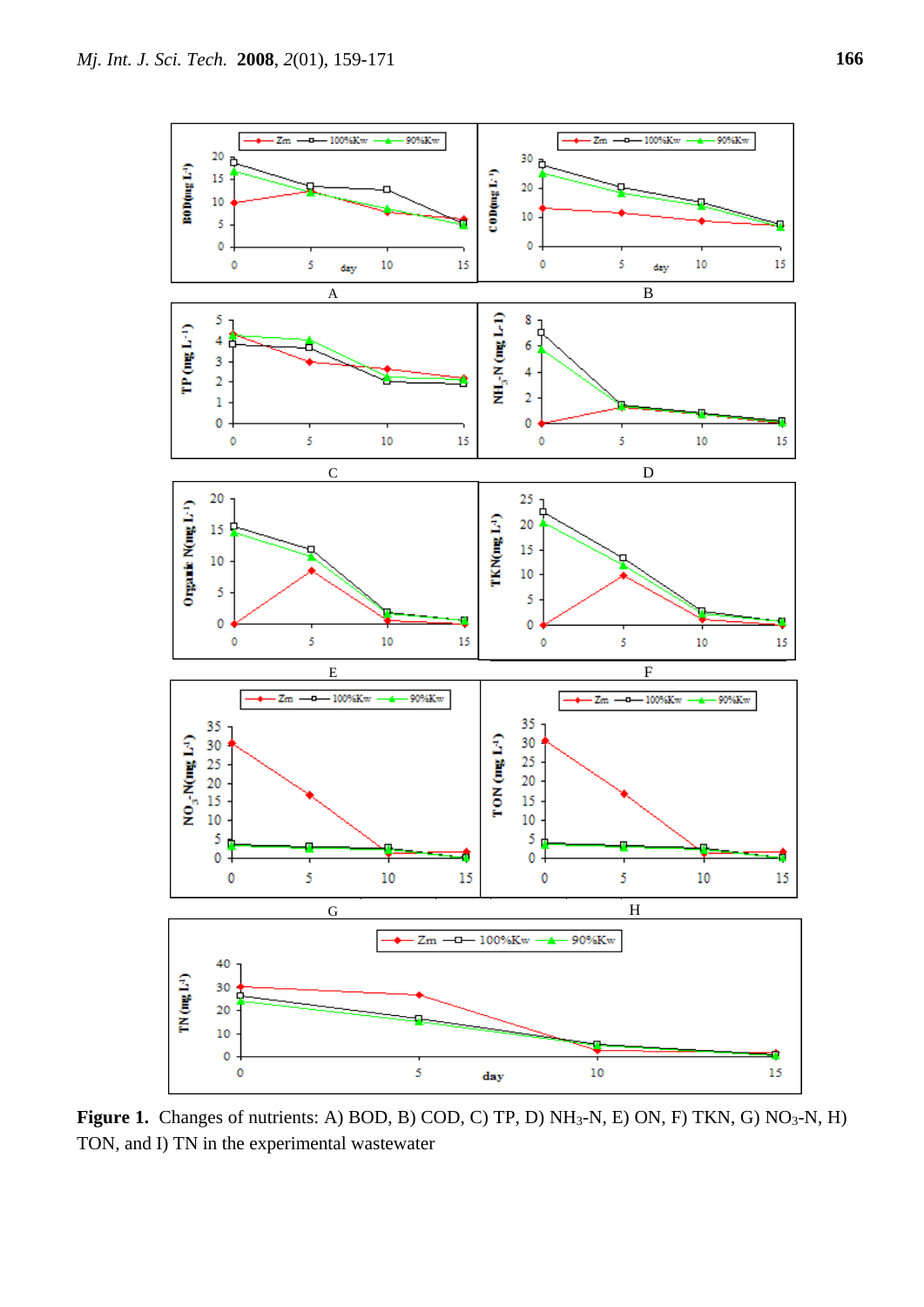**Figure 1.** Changes of nutrients: A) BOD, B) COD, C) TP, D) $NH_3$-N, E) ON, F) TKN, G) $NO_3$-N, H) TON, and I) TN in the experimental wastewater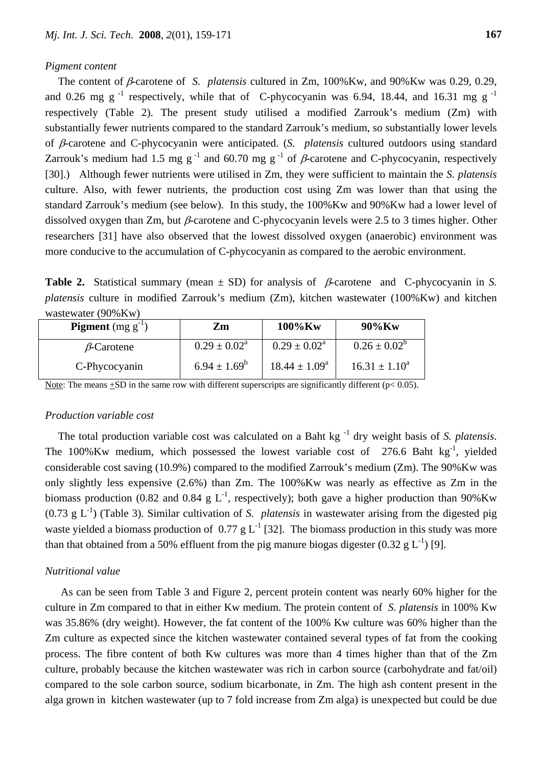*Pigment content*

The content of $\beta$-carotene of *S. platensis* cultured in Zm, 100%Kw, and 90%Kw was 0.29, 0.29, and 0.26 mg $g^{-1}$ respectively, while that of C-phycocyanin was 6.94, 18.44, and 16.31 mg $g^{-1}$ respectively (Table 2). The present study utilised a modified Zarrouk's medium (Zm) with substantially fewer nutrients compared to the standard Zarrouk's medium, so substantially lower levels of $\beta$-carotene and C-phycocyanin were anticipated. (*S. platensis* cultured outdoors using standard Zarrouk's medium had 1.5 mg $g^{-1}$ and 60.70 mg $g^{-1}$ of $\beta$-carotene and C-phycocyanin, respectively [30].) Although fewer nutrients were utilised in Zm, they were sufficient to maintain the *S. platensis* culture. Also, with fewer nutrients, the production cost using Zm was lower than that using the standard Zarrouk's medium (see below). In this study, the 100%Kw and 90%Kw had a lower level of dissolved oxygen than Zm, but $\beta$-carotene and C-phycocyanin levels were 2.5 to 3 times higher. Other researchers [31] have also observed that the lowest dissolved oxygen (anaerobic) environment was more conducive to the accumulation of C-phycocyanin as compared to the aerobic environment.

**Table 2.** Statistical summary (mean ± SD) for analysis of $\beta$-carotene and C-phycocyanin in *S. platensis* culture in modified Zarrouk's medium (Zm), kitchen wastewater (100%Kw) and kitchen wastewater (90%Kw)

| **Pigment** (mg $g^{-1}$) | **Zm** | **100%Kw** | **90%Kw** |
|---|---|---|---|
| $\beta$-Carotene | $0.29 \pm 0.02^a$ | $0.29 \pm 0.02^a$ | $0.26 \pm 0.02^b$ |
| C-Phycocyanin | $6.94 \pm 1.69^b$ | $18.44 \pm 1.09^a$ | $16.31 \pm 1.10^a$ |

Note: The means ±SD in the same row with different superscripts are significantly different ($p < 0.05$).

*Production variable cost*

The total production variable cost was calculated on a Baht $kg^{-1}$ dry weight basis of *S. platensis*. The 100%Kw medium, which possessed the lowest variable cost of 276.6 Baht $kg^{-1}$, yielded considerable cost saving (10.9%) compared to the modified Zarrouk's medium (Zm). The 90%Kw was only slightly less expensive (2.6%) than Zm. The 100%Kw was nearly as effective as Zm in the biomass production (0.82 and 0.84 g $L^{-1}$, respectively); both gave a higher production than 90%Kw (0.73 g $L^{-1}$) (Table 3). Similar cultivation of *S. platensis* in wastewater arising from the digested pig waste yielded a biomass production of 0.77 g $L^{-1}$ [32]. The biomass production in this study was more than that obtained from a 50% effluent from the pig manure biogas digester (0.32 g $L^{-1}$) [9].

*Nutritional value*

As can be seen from Table 3 and Figure 2, percent protein content was nearly 60% higher for the culture in Zm compared to that in either Kw medium. The protein content of *S. platensis* in 100% Kw was 35.86% (dry weight). However, the fat content of the 100% Kw culture was 60% higher than the Zm culture as expected since the kitchen wastewater contained several types of fat from the cooking process. The fibre content of both Kw cultures was more than 4 times higher than that of the Zm culture, probably because the kitchen wastewater was rich in carbon source (carbohydrate and fat/oil) compared to the sole carbon source, sodium bicarbonate, in Zm. The high ash content present in the alga grown in kitchen wastewater (up to 7 fold increase from Zm alga) is unexpected but could be due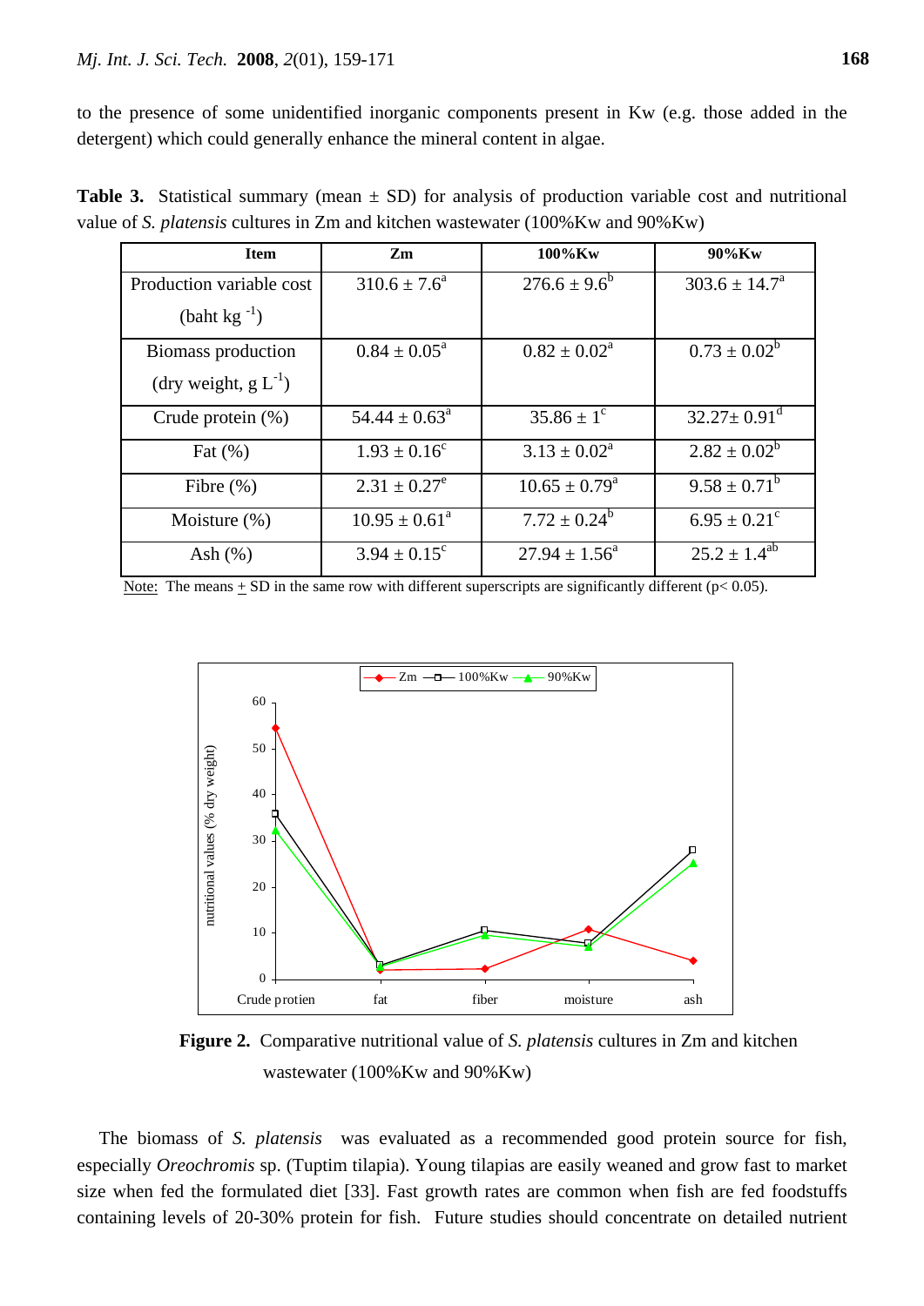to the presence of some unidentified inorganic components present in Kw (e.g. those added in the detergent) which could generally enhance the mineral content in algae.

**Table 3.** Statistical summary (mean ± SD) for analysis of production variable cost and nutritional value of *S. platensis* cultures in Zm and kitchen wastewater (100%Kw and 90%Kw)

| Item | Zm | 100%Kw | 90%Kw |
|---|---|---|---|
| Production variable cost (baht $kg^{-1}$) | $310.6 \pm 7.6^{a}$ | $276.6 \pm 9.6^{b}$ | $303.6 \pm 14.7^{a}$ |
| Biomass production (dry weight, g $L^{-1}$) | $0.84 \pm 0.05^{a}$ | $0.82 \pm 0.02^{a}$ | $0.73 \pm 0.02^{b}$ |
| Crude protein (%) | $54.44 \pm 0.63^{a}$ | $35.86 \pm 1^{c}$ | $32.27 \pm 0.91^{d}$ |
| Fat (%) | $1.93 \pm 0.16^{c}$ | $3.13 \pm 0.02^{a}$ | $2.82 \pm 0.02^{b}$ |
| Fibre (%) | $2.31 \pm 0.27^{e}$ | $10.65 \pm 0.79^{a}$ | $9.58 \pm 0.71^{b}$ |
| Moisture (%) | $10.95 \pm 0.61^{a}$ | $7.72 \pm 0.24^{b}$ | $6.95 \pm 0.21^{c}$ |
| Ash (%) | $3.94 \pm 0.15^{c}$ | $27.94 \pm 1.56^{a}$ | $25.2 \pm 1.4^{ab}$ |

Note: The means ± SD in the same row with different superscripts are significantly different ($p < 0.05$).

**Figure 2.** Comparative nutritional value of *S. platensis* cultures in Zm and kitchen wastewater (100%Kw and 90%Kw)

The biomass of *S. platensis* was evaluated as a recommended good protein source for fish, especially *Oreochromis* sp. (Tuptim tilapia). Young tilapias are easily weaned and grow fast to market size when fed the formulated diet [33]. Fast growth rates are common when fish are fed foodstuffs containing levels of 20-30% protein for fish. Future studies should concentrate on detailed nutrient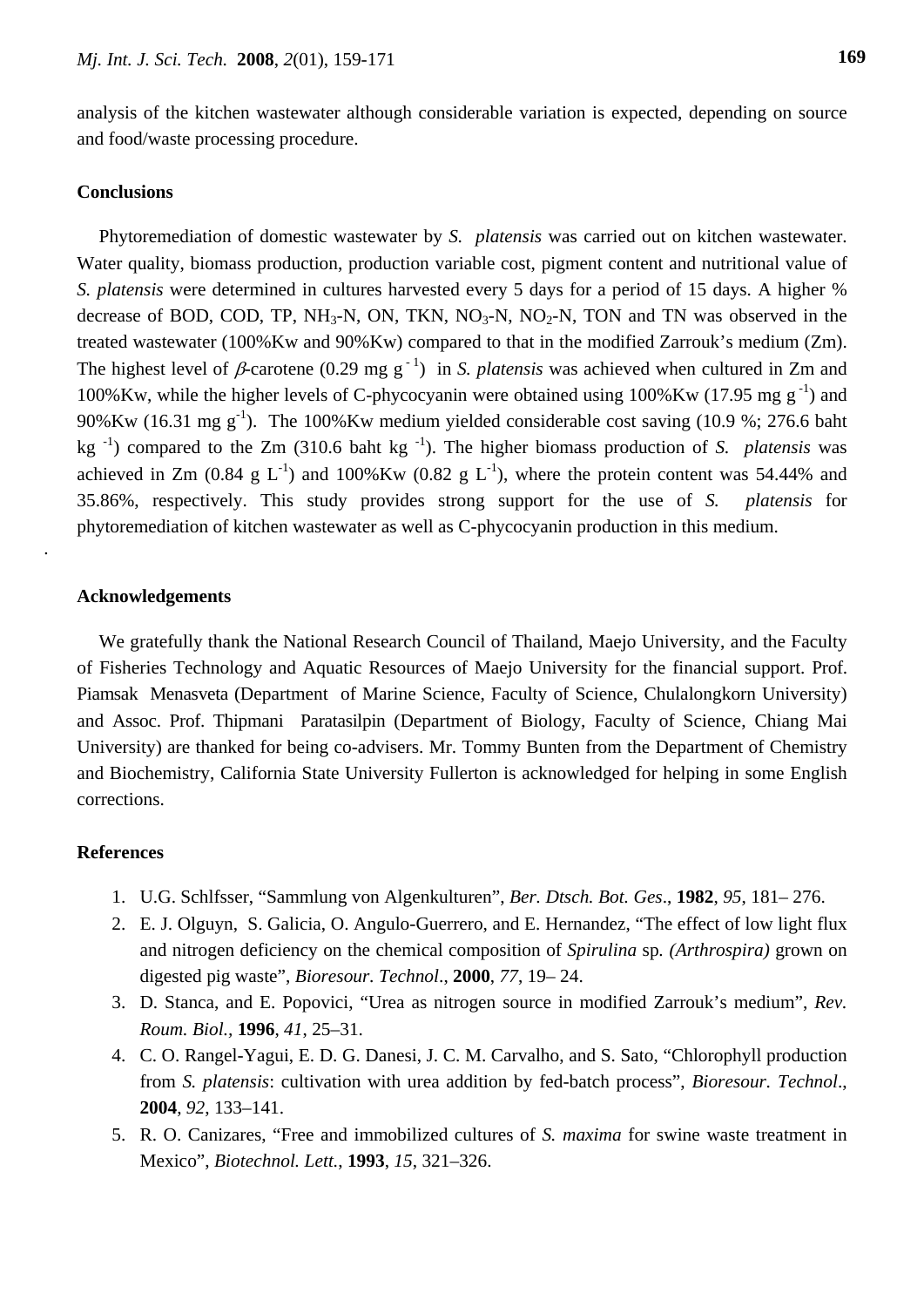analysis of the kitchen wastewater although considerable variation is expected, depending on source and food/waste processing procedure.

## Conclusions

Phytoremediation of domestic wastewater by *S. platensis* was carried out on kitchen wastewater. Water quality, biomass production, production variable cost, pigment content and nutritional value of *S. platensis* were determined in cultures harvested every 5 days for a period of 15 days. A higher % decrease of BOD, COD, TP, $NH_3$-N, ON, TKN, $NO_3$-N, $NO_2$-N, TON and TN was observed in the treated wastewater (100%Kw and 90%Kw) compared to that in the modified Zarrouk's medium (Zm). The highest level of $\beta$-carotene (0.29 mg $g^{-1}$) in *S. platensis* was achieved when cultured in Zm and 100%Kw, while the higher levels of C-phycocyanin were obtained using 100%Kw (17.95 mg $g^{-1}$) and 90%Kw (16.31 mg $g^{-1}$). The 100%Kw medium yielded considerable cost saving (10.9 %; 276.6 baht $kg^{-1}$) compared to the Zm (310.6 baht $kg^{-1}$). The higher biomass production of *S. platensis* was achieved in Zm (0.84 g $L^{-1}$) and 100%Kw (0.82 g $L^{-1}$), where the protein content was 54.44% and 35.86%, respectively. This study provides strong support for the use of *S. platensis* for phytoremediation of kitchen wastewater as well as C-phycocyanin production in this medium.

## Acknowledgements

We gratefully thank the National Research Council of Thailand, Maejo University, and the Faculty of Fisheries Technology and Aquatic Resources of Maejo University for the financial support. Prof. Piamsak Menasveta (Department of Marine Science, Faculty of Science, Chulalongkorn University) and Assoc. Prof. Thipmani Paratasilpin (Department of Biology, Faculty of Science, Chiang Mai University) are thanked for being co-advisers. Mr. Tommy Bunten from the Department of Chemistry and Biochemistry, California State University Fullerton is acknowledged for helping in some English corrections.

## References

1. U.G. Schlfsser, "Sammlung von Algenkulturen", *Ber. Dtsch. Bot. Ges*., **1982**, *95*, 181– 276.
2. E. J. Olguyn, S. Galicia, O. Angulo-Guerrero, and E. Hernandez, "The effect of low light flux and nitrogen deficiency on the chemical composition of *Spirulina* sp. *(Arthrospira)* grown on digested pig waste", *Bioresour. Technol*., **2000**, *77*, 19– 24.
3. D. Stanca, and E. Popovici, "Urea as nitrogen source in modified Zarrouk's medium", *Rev. Roum. Biol.*, **1996**, *41*, 25–31.
4. C. O. Rangel-Yagui, E. D. G. Danesi, J. C. M. Carvalho, and S. Sato, "Chlorophyll production from *S. platensis*: cultivation with urea addition by fed-batch process", *Bioresour. Technol*., **2004**, *92*, 133–141.
5. R. O. Canizares, "Free and immobilized cultures of *S. maxima* for swine waste treatment in Mexico", *Biotechnol. Lett.*, **1993**, *15*, 321–326.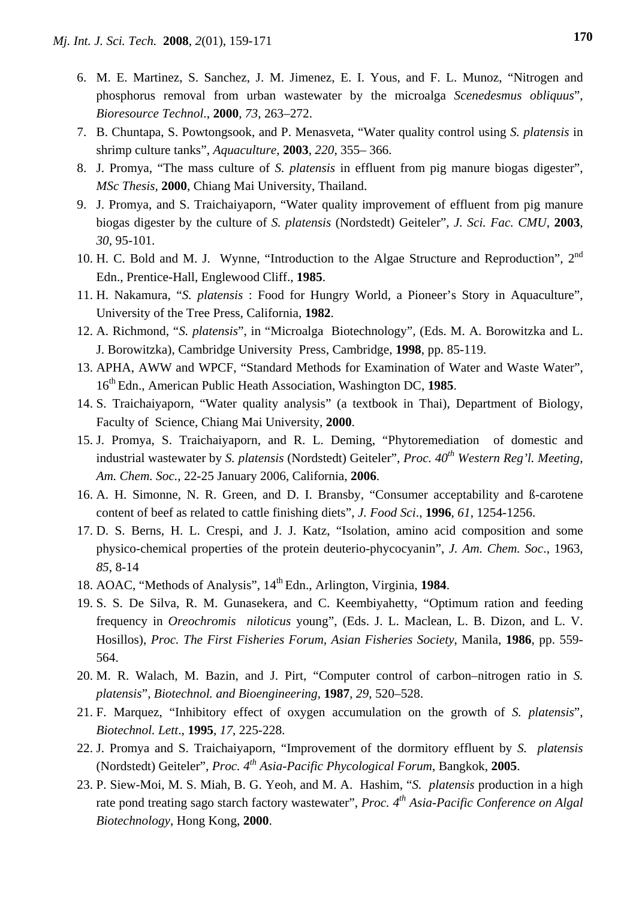6. M. E. Martinez, S. Sanchez, J. M. Jimenez, E. I. Yous, and F. L. Munoz, "Nitrogen and phosphorus removal from urban wastewater by the microalga *Scenedesmus obliquus*", *Bioresource Technol.*, **2000**, *73*, 263–272.
7. B. Chuntapa, S. Powtongsook, and P. Menasveta, "Water quality control using *S. platensis* in shrimp culture tanks", *Aquaculture*, **2003**, *220*, 355– 366.
8. J. Promya, "The mass culture of *S. platensis* in effluent from pig manure biogas digester", *MSc Thesis*, **2000**, Chiang Mai University, Thailand.
9. J. Promya, and S. Traichaiyaporn, "Water quality improvement of effluent from pig manure biogas digester by the culture of *S. platensis* (Nordstedt) Geiteler", *J. Sci. Fac. CMU*, **2003**, *30*, 95-101.
10. H. C. Bold and M. J. Wynne, "Introduction to the Algae Structure and Reproduction", 2nd Edn., Prentice-Hall, Englewood Cliff., **1985**.
11. H. Nakamura, "*S. platensis* : Food for Hungry World, a Pioneer's Story in Aquaculture", University of the Tree Press, California, **1982**.
12. A. Richmond, "*S. platensis*", in "Microalga Biotechnology", (Eds. M. A. Borowitzka and L. J. Borowitzka), Cambridge University Press, Cambridge, **1998**, pp. 85-119.
13. APHA, AWW and WPCF, "Standard Methods for Examination of Water and Waste Water", 16th Edn., American Public Heath Association, Washington DC, **1985**.
14. S. Traichaiyaporn, "Water quality analysis" (a textbook in Thai), Department of Biology, Faculty of Science, Chiang Mai University, **2000**.
15. J. Promya, S. Traichaiyaporn, and R. L. Deming, "Phytoremediation of domestic and industrial wastewater by *S. platensis* (Nordstedt) Geiteler", *Proc. 40th Western Reg'l. Meeting, Am. Chem. Soc.*, 22-25 January 2006, California, **2006**.
16. A. H. Simonne, N. R. Green, and D. I. Bransby, "Consumer acceptability and ß-carotene content of beef as related to cattle finishing diets", *J. Food Sci*., **1996**, *61*, 1254-1256.
17. D. S. Berns, H. L. Crespi, and J. J. Katz, "Isolation, amino acid composition and some physico-chemical properties of the protein deuterio-phycocyanin", *J. Am. Chem. Soc*., 1963, *85*, 8-14
18. AOAC, "Methods of Analysis", 14th Edn., Arlington, Virginia, **1984**.
19. S. S. De Silva, R. M. Gunasekera, and C. Keembiyahetty, "Optimum ration and feeding frequency in *Oreochromis niloticus* young", (Eds. J. L. Maclean, L. B. Dizon, and L. V. Hosillos), *Proc. The First Fisheries Forum*, *Asian Fisheries Society*, Manila, **1986**, pp. 559-564.
20. M. R. Walach, M. Bazin, and J. Pirt, "Computer control of carbon–nitrogen ratio in *S. platensis*", *Biotechnol. and Bioengineering*, **1987**, *29*, 520–528.
21. F. Marquez, "Inhibitory effect of oxygen accumulation on the growth of *S. platensis*", *Biotechnol. Lett*., **1995**, *17*, 225-228.
22. J. Promya and S. Traichaiyaporn, "Improvement of the dormitory effluent by *S. platensis* (Nordstedt) Geiteler", *Proc. 4th Asia-Pacific Phycological Forum*, Bangkok, **2005**.
23. P. Siew-Moi, M. S. Miah, B. G. Yeoh, and M. A. Hashim, "*S. platensis* production in a high rate pond treating sago starch factory wastewater", *Proc. 4th Asia-Pacific Conference on Algal Biotechnology*, Hong Kong, **2000**.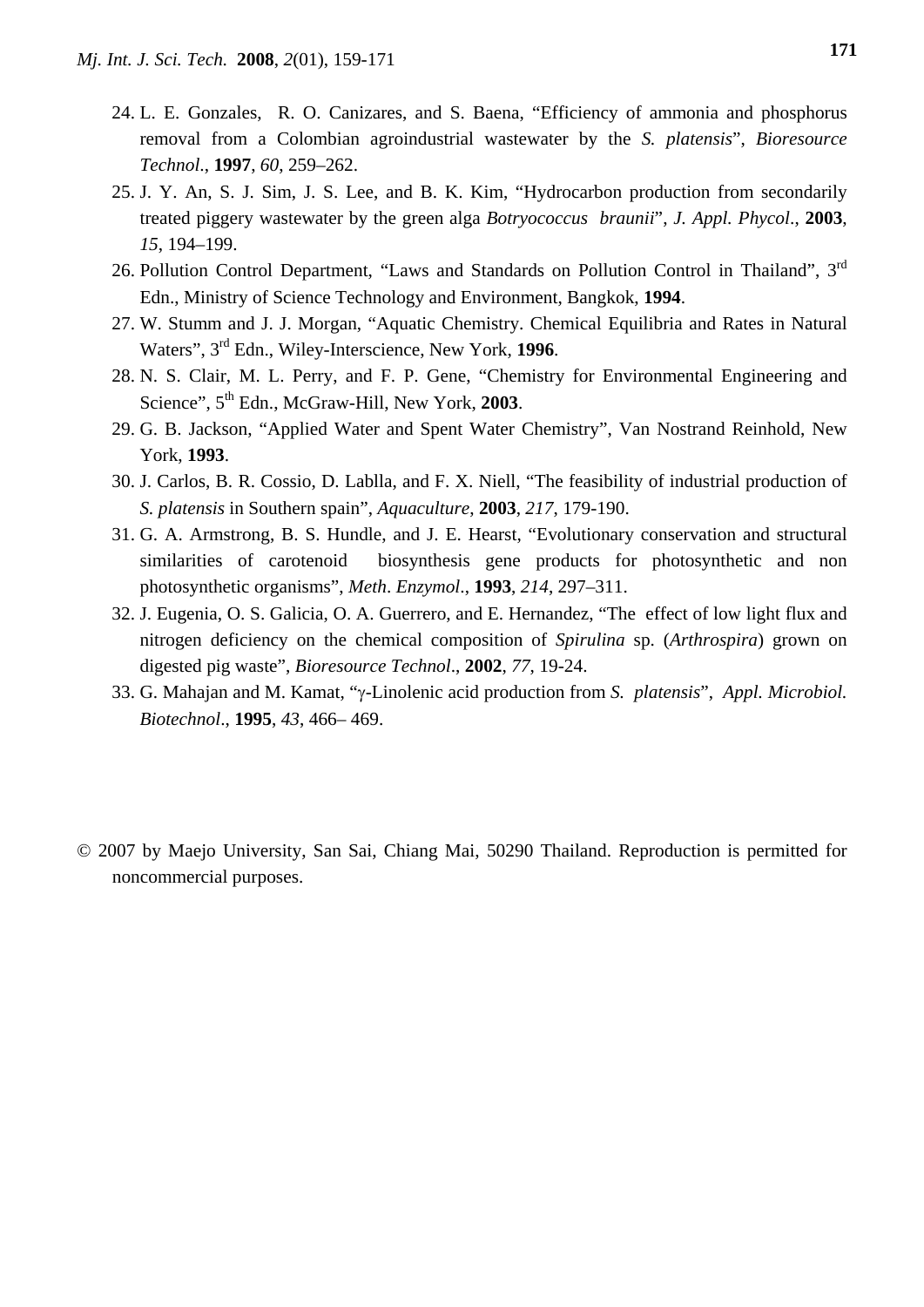24. L. E. Gonzales, R. O. Canizares, and S. Baena, "Efficiency of ammonia and phosphorus removal from a Colombian agroindustrial wastewater by the *S. platensis*", *Bioresource Technol*., **1997**, *60*, 259–262.
25. J. Y. An, S. J. Sim, J. S. Lee, and B. K. Kim, "Hydrocarbon production from secondarily treated piggery wastewater by the green alga *Botryococcus braunii*", *J. Appl. Phycol*., **2003**, *15*, 194–199.
26. Pollution Control Department, "Laws and Standards on Pollution Control in Thailand", 3rd Edn., Ministry of Science Technology and Environment, Bangkok, **1994**.
27. W. Stumm and J. J. Morgan, "Aquatic Chemistry. Chemical Equilibria and Rates in Natural Waters", 3rd Edn., Wiley-Interscience, New York, **1996**.
28. N. S. Clair, M. L. Perry, and F. P. Gene, "Chemistry for Environmental Engineering and Science", 5th Edn., McGraw-Hill, New York, **2003**.
29. G. B. Jackson, "Applied Water and Spent Water Chemistry", Van Nostrand Reinhold, New York, **1993**.
30. J. Carlos, B. R. Cossio, D. Lablla, and F. X. Niell, "The feasibility of industrial production of *S. platensis* in Southern spain", *Aquaculture*, **2003**, *217*, 179-190.
31. G. A. Armstrong, B. S. Hundle, and J. E. Hearst, "Evolutionary conservation and structural similarities of carotenoid biosynthesis gene products for photosynthetic and non photosynthetic organisms", *Meth*. *Enzymol*., **1993**, *214*, 297–311.
32. J. Eugenia, O. S. Galicia, O. A. Guerrero, and E. Hernandez, "The effect of low light flux and nitrogen deficiency on the chemical composition of *Spirulina* sp. (*Arthrospira*) grown on digested pig waste", *Bioresource Technol*., **2002**, *77*, 19-24.
33. G. Mahajan and M. Kamat, "γ-Linolenic acid production from *S. platensis*", *Appl. Microbiol. Biotechnol*., **1995**, *43*, 466– 469.

© 2007 by Maejo University, San Sai, Chiang Mai, 50290 Thailand. Reproduction is permitted for noncommercial purposes.